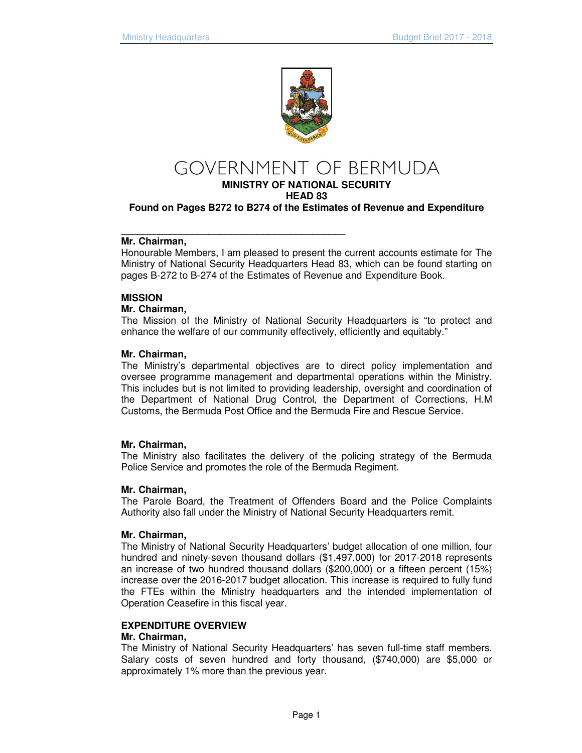# GOVERNMENT OF BERMUDA

**MINISTRY OF NATIONAL SECURITY**
**HEAD 83**
**Found on Pages B272 to B274 of the Estimates of Revenue and Expenditure**

---

**Mr. Chairman,**
Honourable Members, I am pleased to present the current accounts estimate for The Ministry of National Security Headquarters Head 83, which can be found starting on pages B-272 to B-274 of the Estimates of Revenue and Expenditure Book.

**MISSION**
**Mr. Chairman,**
The Mission of the Ministry of National Security Headquarters is "to protect and enhance the welfare of our community effectively, efficiently and equitably."

**Mr. Chairman,**
The Ministry's departmental objectives are to direct policy implementation and oversee programme management and departmental operations within the Ministry. This includes but is not limited to providing leadership, oversight and coordination of the Department of National Drug Control, the Department of Corrections, H.M Customs, the Bermuda Post Office and the Bermuda Fire and Rescue Service.

**Mr. Chairman,**
The Ministry also facilitates the delivery of the policing strategy of the Bermuda Police Service and promotes the role of the Bermuda Regiment.

**Mr. Chairman,**
The Parole Board, the Treatment of Offenders Board and the Police Complaints Authority also fall under the Ministry of National Security Headquarters remit.

**Mr. Chairman,**
The Ministry of National Security Headquarters' budget allocation of one million, four hundred and ninety-seven thousand dollars ($1,497,000) for 2017-2018 represents an increase of two hundred thousand dollars ($200,000) or a fifteen percent (15%) increase over the 2016-2017 budget allocation. This increase is required to fully fund the FTEs within the Ministry headquarters and the intended implementation of Operation Ceasefire in this fiscal year.

**EXPENDITURE OVERVIEW**
**Mr. Chairman,**
The Ministry of National Security Headquarters' has seven full-time staff members. Salary costs of seven hundred and forty thousand, ($740,000) are $5,000 or approximately 1% more than the previous year.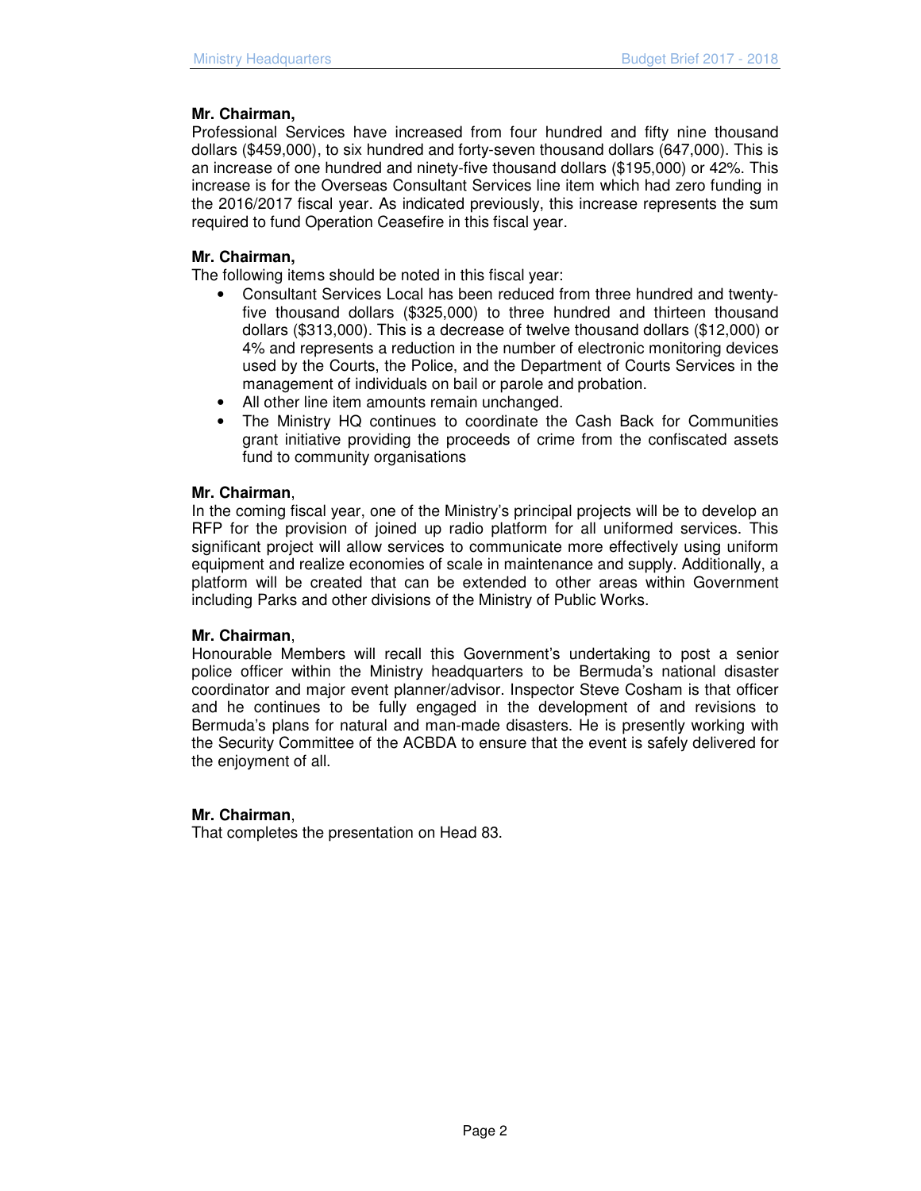**Mr. Chairman,**
Professional Services have increased from four hundred and fifty nine thousand dollars ($459,000), to six hundred and forty-seven thousand dollars (647,000). This is an increase of one hundred and ninety-five thousand dollars ($195,000) or 42%. This increase is for the Overseas Consultant Services line item which had zero funding in the 2016/2017 fiscal year. As indicated previously, this increase represents the sum required to fund Operation Ceasefire in this fiscal year.

**Mr. Chairman,**
The following items should be noted in this fiscal year:

- Consultant Services Local has been reduced from three hundred and twenty-five thousand dollars ($325,000) to three hundred and thirteen thousand dollars ($313,000). This is a decrease of twelve thousand dollars ($12,000) or 4% and represents a reduction in the number of electronic monitoring devices used by the Courts, the Police, and the Department of Courts Services in the management of individuals on bail or parole and probation.
- All other line item amounts remain unchanged.
- The Ministry HQ continues to coordinate the Cash Back for Communities grant initiative providing the proceeds of crime from the confiscated assets fund to community organisations

**Mr. Chairman**,
In the coming fiscal year, one of the Ministry's principal projects will be to develop an RFP for the provision of joined up radio platform for all uniformed services. This significant project will allow services to communicate more effectively using uniform equipment and realize economies of scale in maintenance and supply. Additionally, a platform will be created that can be extended to other areas within Government including Parks and other divisions of the Ministry of Public Works.

**Mr. Chairman**,
Honourable Members will recall this Government's undertaking to post a senior police officer within the Ministry headquarters to be Bermuda's national disaster coordinator and major event planner/advisor. Inspector Steve Cosham is that officer and he continues to be fully engaged in the development of and revisions to Bermuda's plans for natural and man-made disasters. He is presently working with the Security Committee of the ACBDA to ensure that the event is safely delivered for the enjoyment of all.

**Mr. Chairman**,
That completes the presentation on Head 83.